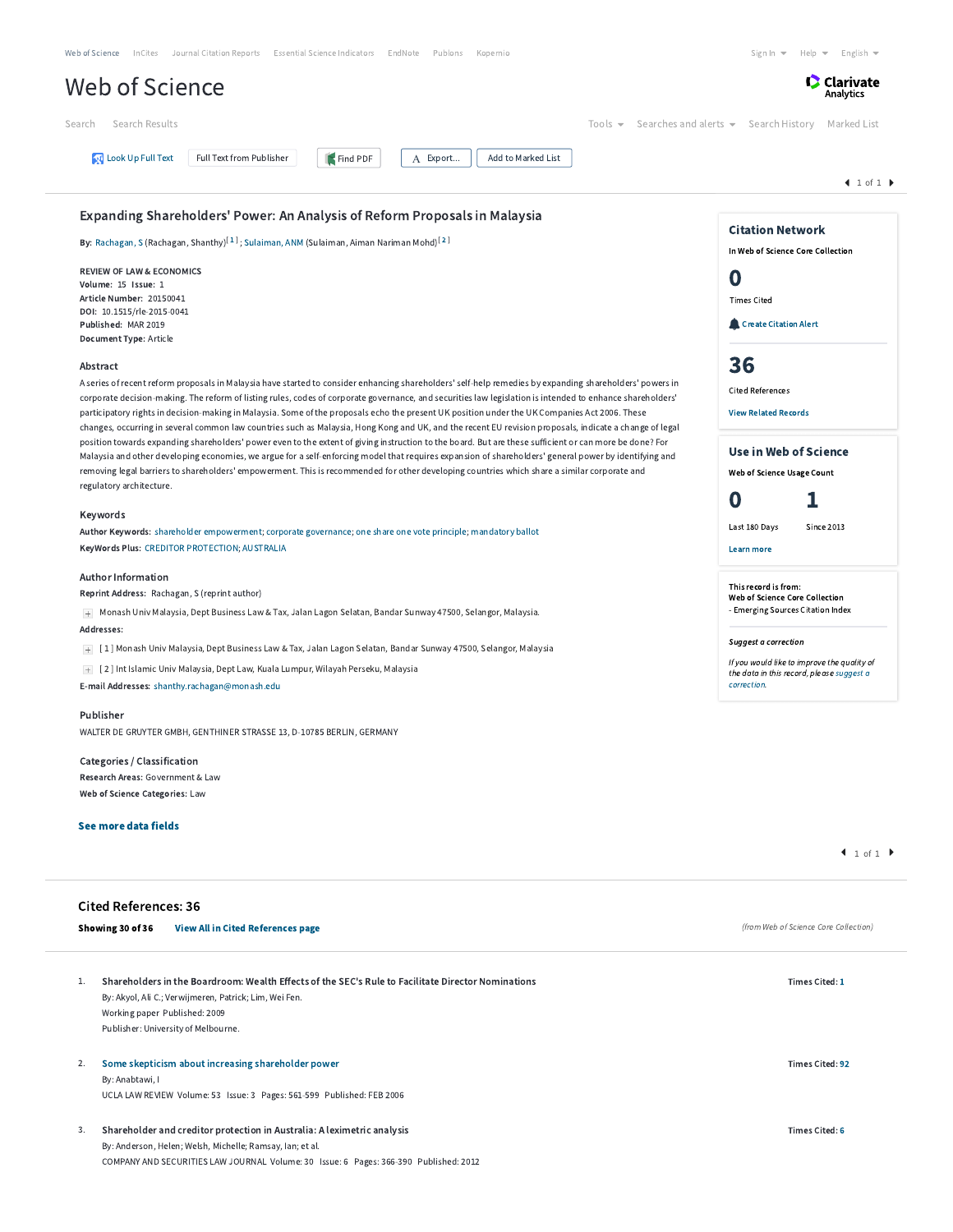Web of Science | InCites | Journal Citation Reports | Essential Science Indicators | EndNote | Publons | Kopernio

Sign In | Help | English

# Web of Science

Clarivate Analytics

Search | Search Results | Tools | Searches and alerts | Search History | Marked List

Look Up Full Text | Full Text from Publisher | Find PDF | Export... | Add to Marked List

## Expanding Shareholders' Power: An Analysis of Reform Proposals in Malaysia

**By:** Rachagan, S (Rachagan, Shanthy)[1] ; Sulaiman, ANM (Sulaiman, Aiman Nariman Mohd)[2]

**REVIEW OF LAW & ECONOMICS**
**Volume:** 15 **Issue:** 1
**Article Number:** 20150041
**DOI:** 10.1515/rle-2015-0041
**Published:** MAR 2019
**Document Type:** Article

### Abstract

A series of recent reform proposals in Malaysia have started to consider enhancing shareholders' self-help remedies by expanding shareholders' powers in corporate decision-making. The reform of listing rules, codes of corporate governance, and securities law legislation is intended to enhance shareholders' participatory rights in decision-making in Malaysia. Some of the proposals echo the present UK position under the UK Companies Act 2006. These changes, occurring in several common law countries such as Malaysia, Hong Kong and UK, and the recent EU revision proposals, indicate a change of legal position towards expanding shareholders' power even to the extent of giving instruction to the board. But are these sufficient or can more be done? For Malaysia and other developing economies, we argue for a self-enforcing model that requires expansion of shareholders' general power by identifying and removing legal barriers to shareholders' empowerment. This is recommended for other developing countries which share a similar corporate and regulatory architecture.

### Keywords

**Author Keywords:** shareholder empowerment; corporate governance; one share one vote principle; mandatory ballot
**KeyWords Plus:** CREDITOR PROTECTION; AUSTRALIA

### Author Information

**Reprint Address:** Rachagan, S (reprint author)
Monash Univ Malaysia, Dept Business Law & Tax, Jalan Lagon Selatan, Bandar Sunway 47500, Selangor, Malaysia.

**Addresses:**
[1] Monash Univ Malaysia, Dept Business Law & Tax, Jalan Lagon Selatan, Bandar Sunway 47500, Selangor, Malaysia
[2] Int Islamic Univ Malaysia, Dept Law, Kuala Lumpur, Wilayah Perseku, Malaysia

**E-mail Addresses:** shanthy.rachagan@monash.edu

### Publisher

WALTER DE GRUYTER GMBH, GENTHINER STRASSE 13, D-10785 BERLIN, GERMANY

### Categories / Classification

**Research Areas:** Government & Law
**Web of Science Categories:** Law

**See more data fields**

### Citation Network

In Web of Science Core Collection

**0** Times Cited

Create Citation Alert

**36** Cited References

View Related Records

### Use in Web of Science

Web of Science Usage Count

**0** Last 180 Days | **1** Since 2013

Learn more

This record is from:
Web of Science Core Collection
- Emerging Sources Citation Index

*Suggest a correction*

*If you would like to improve the quality of the data in this record, please suggest a correction.*

## Cited References: 36

**Showing 30 of 36** | **View All in Cited References page**

*(from Web of Science Core Collection)*

1. **Shareholders in the Boardroom: Wealth Effects of the SEC's Rule to Facilitate Director Nominations**
   By: Akyol, Ali C.; Verwijmeren, Patrick; Lim, Wei Fen.
   Working paper Published: 2009
   Publisher: University of Melbourne.
   **Times Cited:** 1

2. **Some skepticism about increasing shareholder power**
   By: Anabtawi, I
   UCLA LAW REVIEW Volume: 53 Issue: 3 Pages: 561-599 Published: FEB 2006
   **Times Cited:** 92

3. **Shareholder and creditor protection in Australia: A leximetric analysis**
   By: Anderson, Helen; Welsh, Michelle; Ramsay, Ian; et al.
   COMPANY AND SECURITIES LAW JOURNAL Volume: 30 Issue: 6 Pages: 366-390 Published: 2012
   **Times Cited:** 6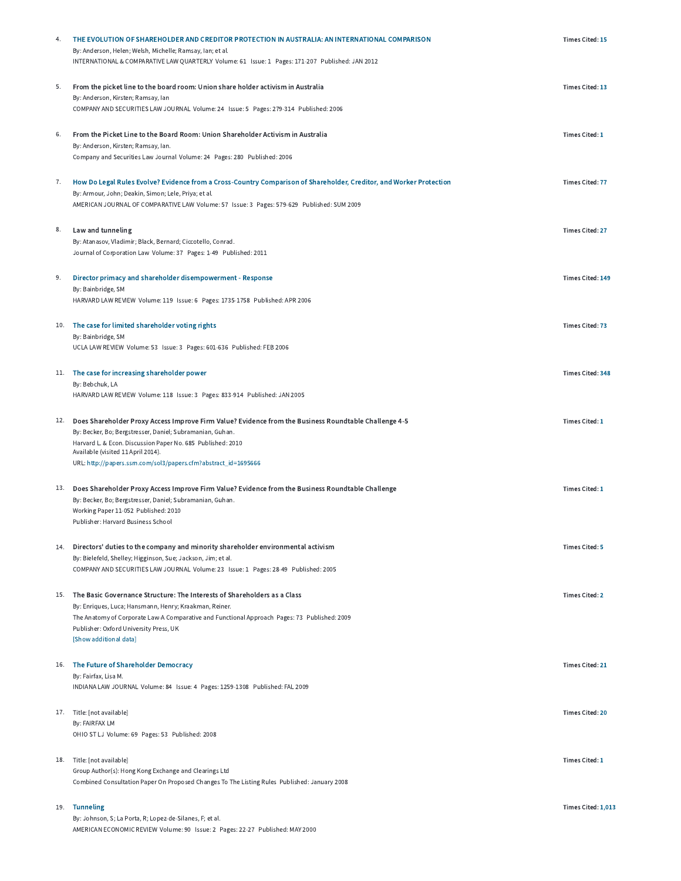4. **THE EVOLUTION OF SHAREHOLDER AND CREDITOR PROTECTION IN AUSTRALIA: AN INTERNATIONAL COMPARISON** — Times Cited: 15
   By: Anderson, Helen; Welsh, Michelle; Ramsay, Ian; et al.
   INTERNATIONAL & COMPARATIVE LAW QUARTERLY Volume: 61 Issue: 1 Pages: 171-207 Published: JAN 2012

5. **From the picket line to the board room: Union share holder activism in Australia** — Times Cited: 13
   By: Anderson, Kirsten; Ramsay, Ian
   COMPANY AND SECURITIES LAW JOURNAL Volume: 24 Issue: 5 Pages: 279-314 Published: 2006

6. **From the Picket Line to the Board Room: Union Shareholder Activism in Australia** — Times Cited: 1
   By: Anderson, Kirsten; Ramsay, Ian.
   Company and Securities Law Journal Volume: 24 Pages: 280 Published: 2006

7. **How Do Legal Rules Evolve? Evidence from a Cross-Country Comparison of Shareholder, Creditor, and Worker Protection** — Times Cited: 77
   By: Armour, John; Deakin, Simon; Lele, Priya; et al.
   AMERICAN JOURNAL OF COMPARATIVE LAW Volume: 57 Issue: 3 Pages: 579-629 Published: SUM 2009

8. **Law and tunneling** — Times Cited: 27
   By: Atanasov, Vladimir; Black, Bernard; Ciccotello, Conrad.
   Journal of Corporation Law Volume: 37 Pages: 1-49 Published: 2011

9. **Director primacy and shareholder disempowerment - Response** — Times Cited: 149
   By: Bainbridge, SM
   HARVARD LAW REVIEW Volume: 119 Issue: 6 Pages: 1735-1758 Published: APR 2006

10. **The case for limited shareholder voting rights** — Times Cited: 73
    By: Bainbridge, SM
    UCLA LAW REVIEW Volume: 53 Issue: 3 Pages: 601-636 Published: FEB 2006

11. **The case for increasing shareholder power** — Times Cited: 348
    By: Bebchuk, LA
    HARVARD LAW REVIEW Volume: 118 Issue: 3 Pages: 833-914 Published: JAN 2005

12. **Does Shareholder Proxy Access Improve Firm Value? Evidence from the Business Roundtable Challenge 4-5** — Times Cited: 1
    By: Becker, Bo; Bergstresser, Daniel; Subramanian, Guhan.
    Harvard L. & Econ. Discussion Paper No. 685 Published: 2010
    Available (visited 11 April 2014).
    URL: http://papers.ssrn.com/sol3/papers.cfm?abstract_id=1695666

13. **Does Shareholder Proxy Access Improve Firm Value? Evidence from the Business Roundtable Challenge** — Times Cited: 1
    By: Becker, Bo; Bergstresser, Daniel; Subramanian, Guhan.
    Working Paper 11-052 Published: 2010
    Publisher: Harvard Business School

14. **Directors' duties to the company and minority shareholder environmental activism** — Times Cited: 5
    By: Bielefeld, Shelley; Higginson, Sue; Jackson, Jim; et al.
    COMPANY AND SECURITIES LAW JOURNAL Volume: 23 Issue: 1 Pages: 28-49 Published: 2005

15. **The Basic Governance Structure: The Interests of Shareholders as a Class** — Times Cited: 2
    By: Enriques, Luca; Hansmann, Henry; Kraakman, Reiner.
    The Anatomy of Corporate Law-A Comparative and Functional Approach Pages: 73 Published: 2009
    Publisher: Oxford University Press, UK
    [Show additional data]

16. **The Future of Shareholder Democracy** — Times Cited: 21
    By: Fairfax, Lisa M.
    INDIANA LAW JOURNAL Volume: 84 Issue: 4 Pages: 1259-1308 Published: FAL 2009

17. Title: [not available] — Times Cited: 20
    By: FAIRFAX LM
    OHIO ST LJ Volume: 69 Pages: 53 Published: 2008

18. Title: [not available] — Times Cited: 1
    Group Author(s): Hong Kong Exchange and Clearings Ltd
    Combined Consultation Paper On Proposed Changes To The Listing Rules Published: January 2008

19. **Tunneling** — Times Cited: 1,013
    By: Johnson, S; La Porta, R; Lopez-de-Silanes, F; et al.
    AMERICAN ECONOMIC REVIEW Volume: 90 Issue: 2 Pages: 22-27 Published: MAY 2000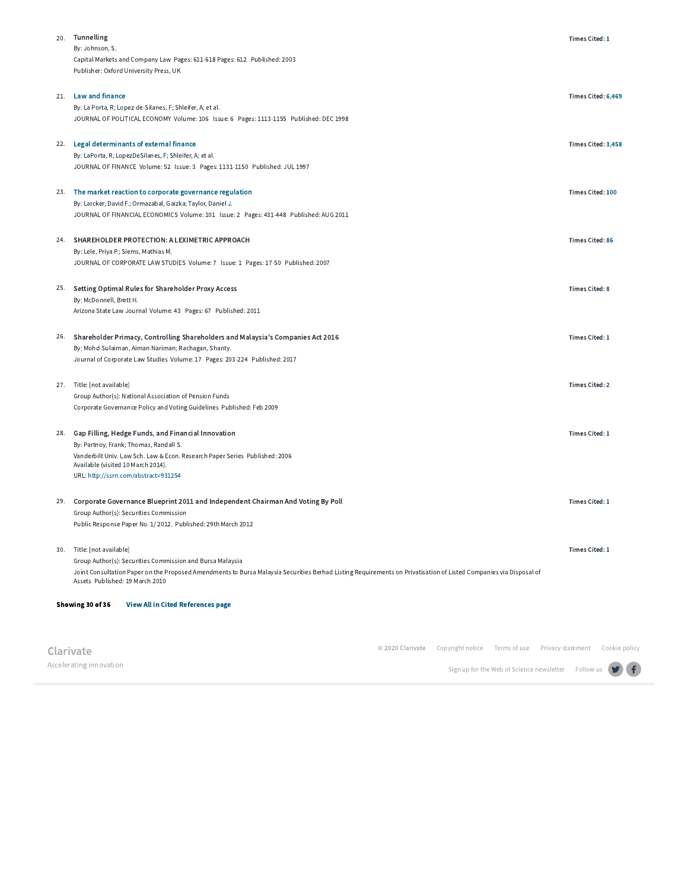20. **Tunnelling**
By: Johnson, S.
Capital Markets and Company Law Pages: 611-618 Pages: 612 Published: 2003
Publisher: Oxford University Press, UK

Times Cited: 1

21. **Law and finance**
By: La Porta, R; Lopez-de-Silanes, F; Shleifer, A; et al.
JOURNAL OF POLITICAL ECONOMY Volume: 106 Issue: 6 Pages: 1113-1155 Published: DEC 1998

Times Cited: 6,469

22. **Legal determinants of external finance**
By: LaPorta, R; LopezDeSilanes, F; Shleifer, A; et al.
JOURNAL OF FINANCE Volume: 52 Issue: 3 Pages: 1131-1150 Published: JUL 1997

Times Cited: 3,458

23. **The market reaction to corporate governance regulation**
By: Larcker, David F.; Ormazabal, Gaizka; Taylor, Daniel J.
JOURNAL OF FINANCIAL ECONOMICS Volume: 101 Issue: 2 Pages: 431-448 Published: AUG 2011

Times Cited: 100

24. **SHAREHOLDER PROTECTION: A LEXIMETRIC APPROACH**
By: Lele, Priya P.; Siems, Mathias M.
JOURNAL OF CORPORATE LAW STUDIES Volume: 7 Issue: 1 Pages: 17-50 Published: 2007

Times Cited: 86

25. **Setting Optimal Rules for Shareholder Proxy Access**
By: McDonnell, Brett H.
Arizona State Law Journal Volume: 43 Pages: 67 Published: 2011

Times Cited: 8

26. **Shareholder Primacy, Controlling Shareholders and Malaysia's Companies Act 2016**
By: Mohd-Sulaiman, Aiman Nariman; Rachagan, Shanty.
Journal of Corporate Law Studies Volume: 17 Pages: 203-224 Published: 2017

Times Cited: 1

27. Title: [not available]
Group Author(s): National Association of Pension Funds
Corporate Governance Policy and Voting Guidelines Published: Feb 2009

Times Cited: 2

28. **Gap Filling, Hedge Funds, and Financial Innovation**
By: Partnoy, Frank; Thomas, Randall S.
Vanderbilt Univ. Law Sch. Law & Econ. Research Paper Series Published: 2006
Available (visited 10 March 2014).
URL: http://ssrn.com/abstract=931254

Times Cited: 1

29. **Corporate Governance Blueprint 2011 and Independent Chairman And Voting By Poll**
Group Author(s): Securities Commission
Public Response Paper No. 1/2012. Published: 29th March 2012

Times Cited: 1

30. Title: [not available]
Group Author(s): Securities Commission and Bursa Malaysia
Joint Consultation Paper on the Proposed Amendments to Bursa Malaysia Securities Berhad Listing Requirements on Privatisation of Listed Companies via Disposal of Assets Published: 19 March 2010

Times Cited: 1

**Showing 30 of 36** **View All in Cited References page**

Clarivate
Accelerating innovation

© 2020 Clarivate Copyright notice Terms of use Privacy statement Cookie policy

Sign up for the Web of Science newsletter Follow us